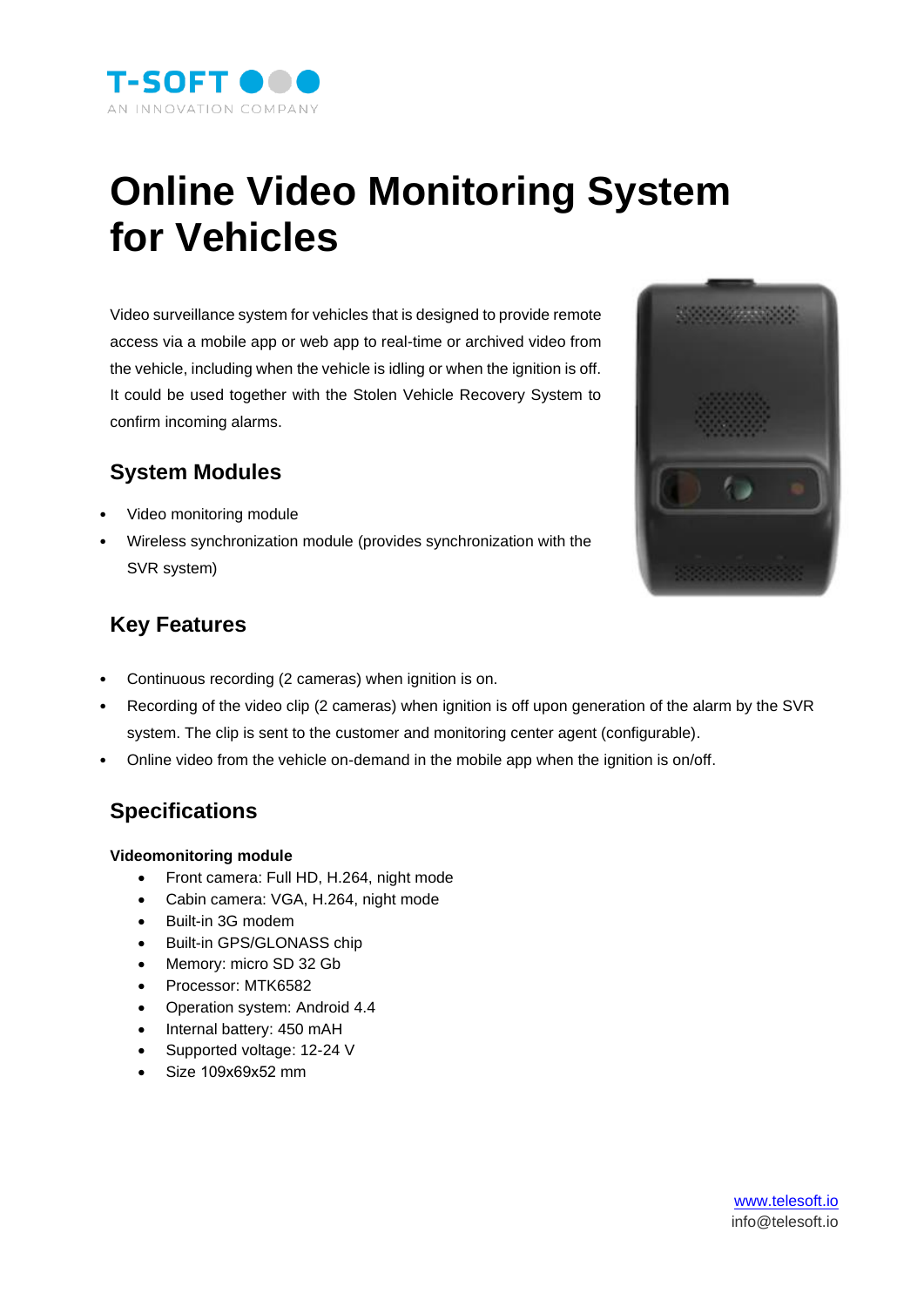T-SOFT

AN INNOVATION COMPANY

# Online Video Monitoring System for Vehicles

Video surveillance system for vehicles that is designed to provide remote access via a mobile app or web app to real-time or archived video from the vehicle, including when the vehicle is idling or when the ignition is off. It could be used together with the Stolen Vehicle Recovery System to confirm incoming alarms.

## System Modules

- Video monitoring module
- Wireless synchronization module (provides synchronization with the SVR system)

## Key Features

- Continuous recording (2 cameras) when ignition is on.
- Recording of the video clip (2 cameras) when ignition is off upon generation of the alarm by the SVR system. The clip is sent to the customer and monitoring center agent (configurable).
- Online video from the vehicle on-demand in the mobile app when the ignition is on/off.

## Specifications

**Videomonitoring module**

- Front camera: Full HD, H.264, night mode
- Cabin camera: VGA, H.264, night mode
- Built-in 3G modem
- Built-in GPS/GLONASS chip
- Memory: micro SD 32 Gb
- Processor: MTK6582
- Operation system: Android 4.4
- Internal battery: 450 mAH
- Supported voltage: 12-24 V
- Size 109x69x52 mm

www.telesoft.io
info@telesoft.io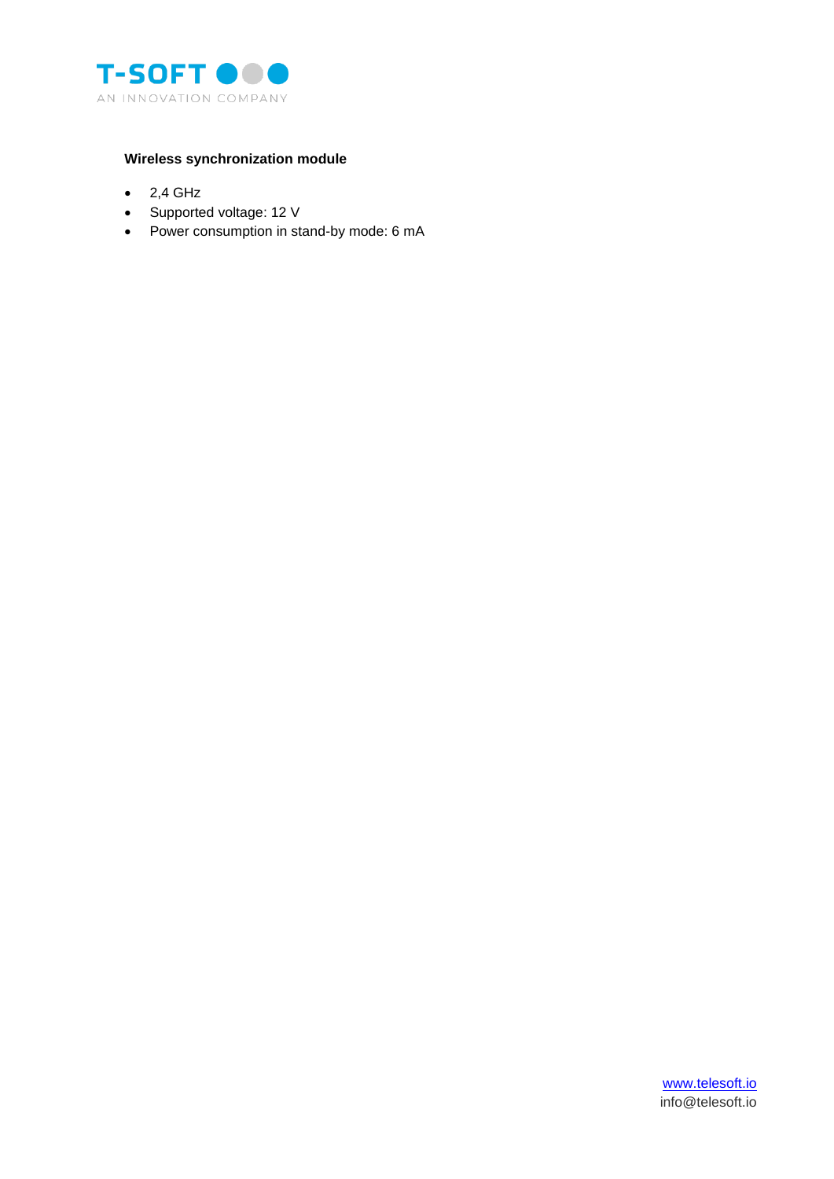**Wireless synchronization module**

- 2,4 GHz
- Supported voltage: 12 V
- Power consumption in stand-by mode: 6 mA